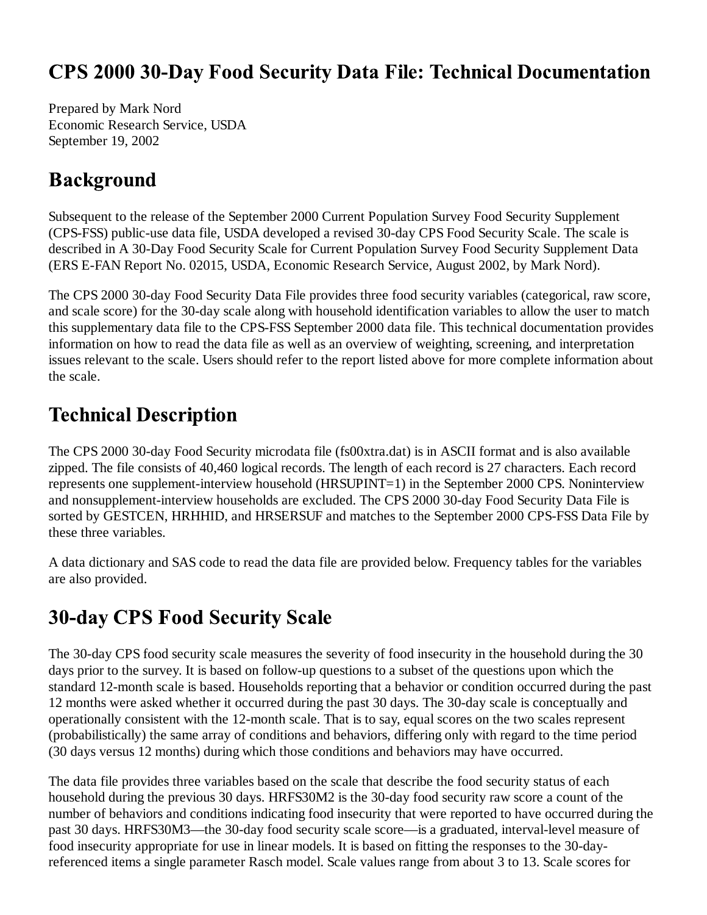# CPS 2000 30-Day Food Security Data File: Technical Documentation

Prepared by Mark Nord
Economic Research Service, USDA
September 19, 2002

## Background

Subsequent to the release of the September 2000 Current Population Survey Food Security Supplement (CPS-FSS) public-use data file, USDA developed a revised 30-day CPS Food Security Scale. The scale is described in A 30-Day Food Security Scale for Current Population Survey Food Security Supplement Data (ERS E-FAN Report No. 02015, USDA, Economic Research Service, August 2002, by Mark Nord).

The CPS 2000 30-day Food Security Data File provides three food security variables (categorical, raw score, and scale score) for the 30-day scale along with household identification variables to allow the user to match this supplementary data file to the CPS-FSS September 2000 data file. This technical documentation provides information on how to read the data file as well as an overview of weighting, screening, and interpretation issues relevant to the scale. Users should refer to the report listed above for more complete information about the scale.

## Technical Description

The CPS 2000 30-day Food Security microdata file (fs00xtra.dat) is in ASCII format and is also available zipped. The file consists of 40,460 logical records. The length of each record is 27 characters. Each record represents one supplement-interview household (HRSUPINT=1) in the September 2000 CPS. Noninterview and nonsupplement-interview households are excluded. The CPS 2000 30-day Food Security Data File is sorted by GESTCEN, HRHHID, and HRSERSUF and matches to the September 2000 CPS-FSS Data File by these three variables.

A data dictionary and SAS code to read the data file are provided below. Frequency tables for the variables are also provided.

## 30-day CPS Food Security Scale

The 30-day CPS food security scale measures the severity of food insecurity in the household during the 30 days prior to the survey. It is based on follow-up questions to a subset of the questions upon which the standard 12-month scale is based. Households reporting that a behavior or condition occurred during the past 12 months were asked whether it occurred during the past 30 days. The 30-day scale is conceptually and operationally consistent with the 12-month scale. That is to say, equal scores on the two scales represent (probabilistically) the same array of conditions and behaviors, differing only with regard to the time period (30 days versus 12 months) during which those conditions and behaviors may have occurred.

The data file provides three variables based on the scale that describe the food security status of each household during the previous 30 days. HRFS30M2 is the 30-day food security raw score a count of the number of behaviors and conditions indicating food insecurity that were reported to have occurred during the past 30 days. HRFS30M3—the 30-day food security scale score—is a graduated, interval-level measure of food insecurity appropriate for use in linear models. It is based on fitting the responses to the 30-day-referenced items a single parameter Rasch model. Scale values range from about 3 to 13. Scale scores for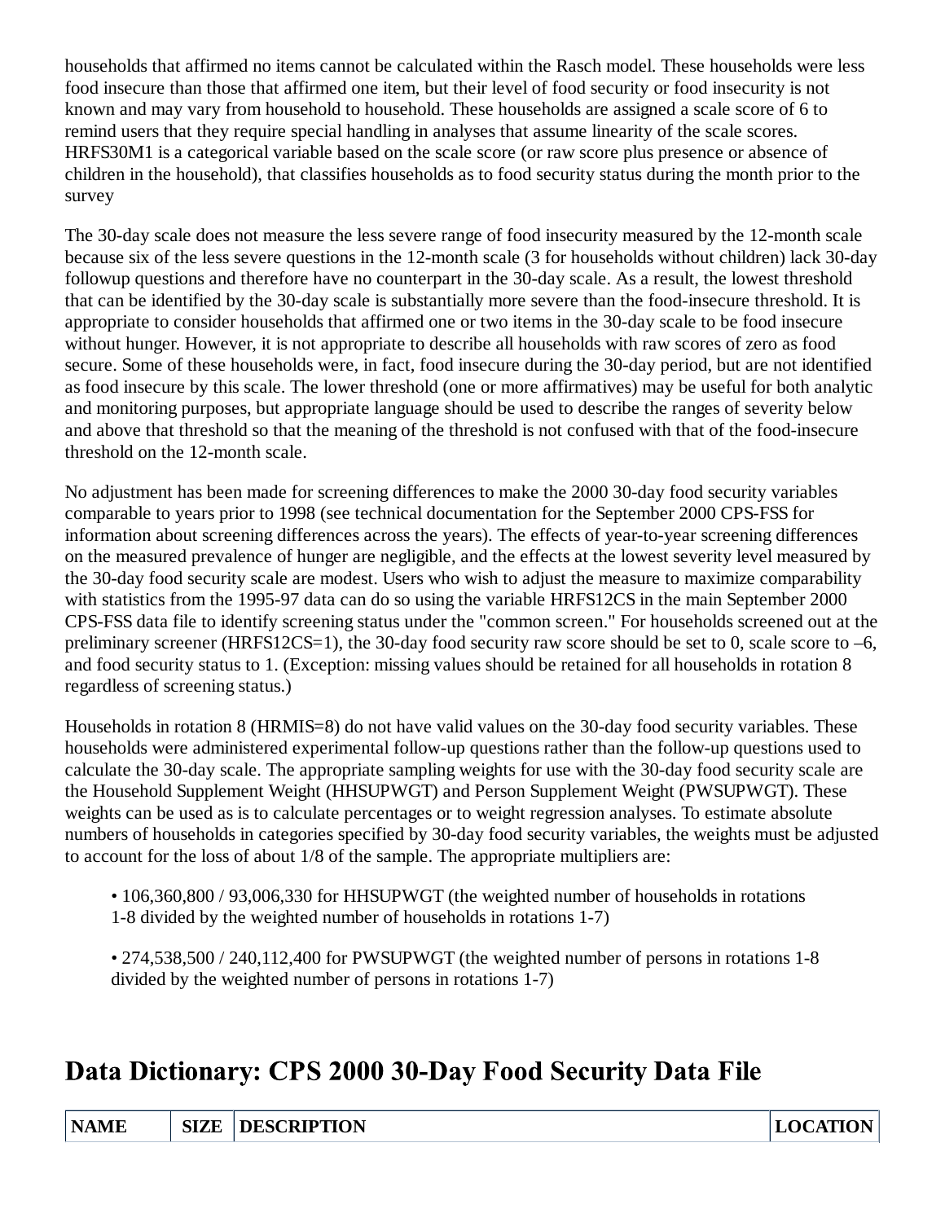households that affirmed no items cannot be calculated within the Rasch model. These households were less food insecure than those that affirmed one item, but their level of food security or food insecurity is not known and may vary from household to household. These households are assigned a scale score of 6 to remind users that they require special handling in analyses that assume linearity of the scale scores. HRFS30M1 is a categorical variable based on the scale score (or raw score plus presence or absence of children in the household), that classifies households as to food security status during the month prior to the survey

The 30-day scale does not measure the less severe range of food insecurity measured by the 12-month scale because six of the less severe questions in the 12-month scale (3 for households without children) lack 30-day followup questions and therefore have no counterpart in the 30-day scale. As a result, the lowest threshold that can be identified by the 30-day scale is substantially more severe than the food-insecure threshold. It is appropriate to consider households that affirmed one or two items in the 30-day scale to be food insecure without hunger. However, it is not appropriate to describe all households with raw scores of zero as food secure. Some of these households were, in fact, food insecure during the 30-day period, but are not identified as food insecure by this scale. The lower threshold (one or more affirmatives) may be useful for both analytic and monitoring purposes, but appropriate language should be used to describe the ranges of severity below and above that threshold so that the meaning of the threshold is not confused with that of the food-insecure threshold on the 12-month scale.

No adjustment has been made for screening differences to make the 2000 30-day food security variables comparable to years prior to 1998 (see technical documentation for the September 2000 CPS-FSS for information about screening differences across the years). The effects of year-to-year screening differences on the measured prevalence of hunger are negligible, and the effects at the lowest severity level measured by the 30-day food security scale are modest. Users who wish to adjust the measure to maximize comparability with statistics from the 1995-97 data can do so using the variable HRFS12CS in the main September 2000 CPS-FSS data file to identify screening status under the "common screen." For households screened out at the preliminary screener (HRFS12CS=1), the 30-day food security raw score should be set to 0, scale score to –6, and food security status to 1. (Exception: missing values should be retained for all households in rotation 8 regardless of screening status.)

Households in rotation 8 (HRMIS=8) do not have valid values on the 30-day food security variables. These households were administered experimental follow-up questions rather than the follow-up questions used to calculate the 30-day scale. The appropriate sampling weights for use with the 30-day food security scale are the Household Supplement Weight (HHSUPWGT) and Person Supplement Weight (PWSUPWGT). These weights can be used as is to calculate percentages or to weight regression analyses. To estimate absolute numbers of households in categories specified by 30-day food security variables, the weights must be adjusted to account for the loss of about 1/8 of the sample. The appropriate multipliers are:

- 106,360,800 / 93,006,330 for HHSUPWGT (the weighted number of households in rotations 1-8 divided by the weighted number of households in rotations 1-7)
- 274,538,500 / 240,112,400 for PWSUPWGT (the weighted number of persons in rotations 1-8 divided by the weighted number of persons in rotations 1-7)

## Data Dictionary: CPS 2000 30-Day Food Security Data File

| NAME | SIZE | DESCRIPTION | LOCATION |
|---|---|---|---|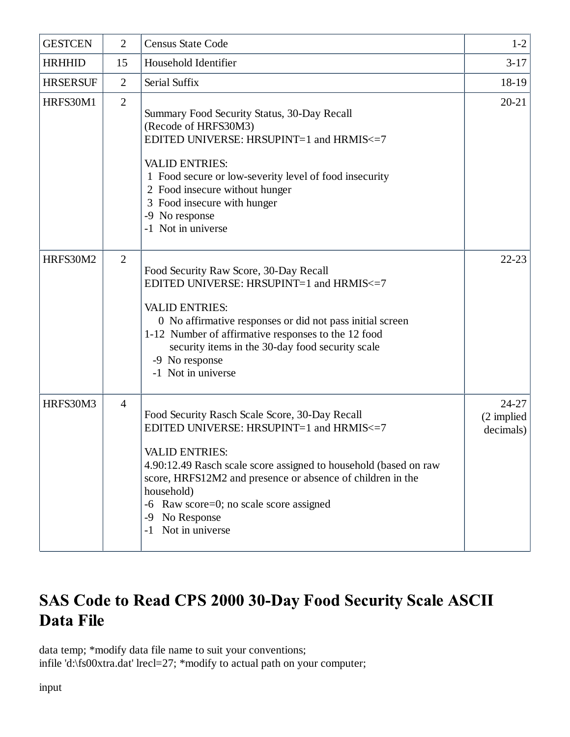| GESTCEN | 2 | Census State Code | 1-2 |
|---|---|---|---|
| HRHHID | 15 | Household Identifier | 3-17 |
| HRSERSUF | 2 | Serial Suffix | 18-19 |
| HRFS30M1 | 2 | Summary Food Security Status, 30-Day Recall<br>(Recode of HRFS30M3)<br>EDITED UNIVERSE: HRSUPINT=1 and HRMIS<=7<br><br>VALID ENTRIES:<br>1 Food secure or low-severity level of food insecurity<br>2 Food insecure without hunger<br>3 Food insecure with hunger<br>-9 No response<br>-1 Not in universe | 20-21 |
| HRFS30M2 | 2 | Food Security Raw Score, 30-Day Recall<br>EDITED UNIVERSE: HRSUPINT=1 and HRMIS<=7<br><br>VALID ENTRIES:<br>0 No affirmative responses or did not pass initial screen<br>1-12 Number of affirmative responses to the 12 food security items in the 30-day food security scale<br>-9 No response<br>-1 Not in universe | 22-23 |
| HRFS30M3 | 4 | Food Security Rasch Scale Score, 30-Day Recall<br>EDITED UNIVERSE: HRSUPINT=1 and HRMIS<=7<br><br>VALID ENTRIES:<br>4.90:12.49 Rasch scale score assigned to household (based on raw score, HRFS12M2 and presence or absence of children in the household)<br>-6 Raw score=0; no scale score assigned<br>-9 No Response<br>-1 Not in universe | 24-27<br>(2 implied decimals) |

## SAS Code to Read CPS 2000 30-Day Food Security Scale ASCII Data File

```
data temp; *modify data file name to suit your conventions;
infile 'd:\fs00xtra.dat' lrecl=27; *modify to actual path on your computer;

input
```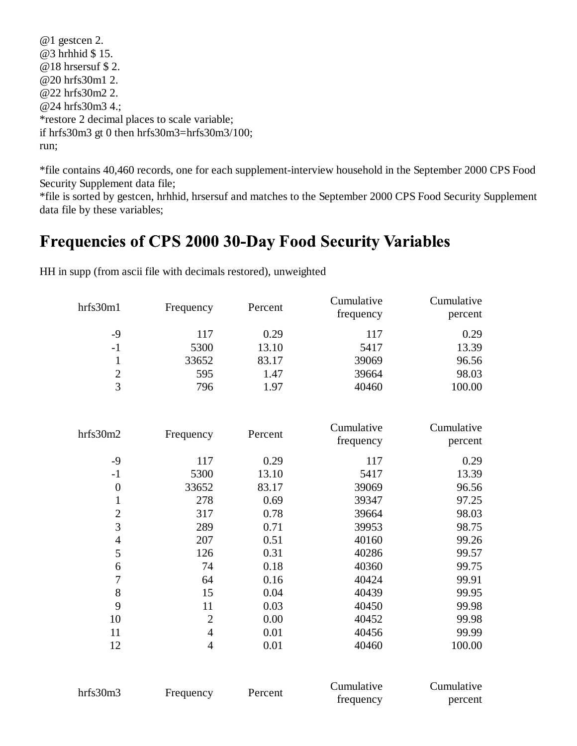```
@1 gestcen 2.
@3 hrhhid $ 15.
@18 hrsersuf $ 2.
@20 hrfs30m1 2.
@22 hrfs30m2 2.
@24 hrfs30m3 4.;
*restore 2 decimal places to scale variable;
if hrfs30m3 gt 0 then hrfs30m3=hrfs30m3/100;
run;
```

*file contains 40,460 records, one for each supplement-interview household in the September 2000 CPS Food Security Supplement data file;
*file is sorted by gestcen, hrhhid, hrsersuf and matches to the September 2000 CPS Food Security Supplement data file by these variables;

# Frequencies of CPS 2000 30-Day Food Security Variables

HH in supp (from ascii file with decimals restored), unweighted

| hrfs30m1 | Frequency | Percent | Cumulative frequency | Cumulative percent |
|---|---|---|---|---|
| -9 | 117 | 0.29 | 117 | 0.29 |
| -1 | 5300 | 13.10 | 5417 | 13.39 |
| 1 | 33652 | 83.17 | 39069 | 96.56 |
| 2 | 595 | 1.47 | 39664 | 98.03 |
| 3 | 796 | 1.97 | 40460 | 100.00 |

| hrfs30m2 | Frequency | Percent | Cumulative frequency | Cumulative percent |
|---|---|---|---|---|
| -9 | 117 | 0.29 | 117 | 0.29 |
| -1 | 5300 | 13.10 | 5417 | 13.39 |
| 0 | 33652 | 83.17 | 39069 | 96.56 |
| 1 | 278 | 0.69 | 39347 | 97.25 |
| 2 | 317 | 0.78 | 39664 | 98.03 |
| 3 | 289 | 0.71 | 39953 | 98.75 |
| 4 | 207 | 0.51 | 40160 | 99.26 |
| 5 | 126 | 0.31 | 40286 | 99.57 |
| 6 | 74 | 0.18 | 40360 | 99.75 |
| 7 | 64 | 0.16 | 40424 | 99.91 |
| 8 | 15 | 0.04 | 40439 | 99.95 |
| 9 | 11 | 0.03 | 40450 | 99.98 |
| 10 | 2 | 0.00 | 40452 | 99.98 |
| 11 | 4 | 0.01 | 40456 | 99.99 |
| 12 | 4 | 0.01 | 40460 | 100.00 |

| hrfs30m3 | Frequency | Percent | Cumulative frequency | Cumulative percent |
|---|---|---|---|---|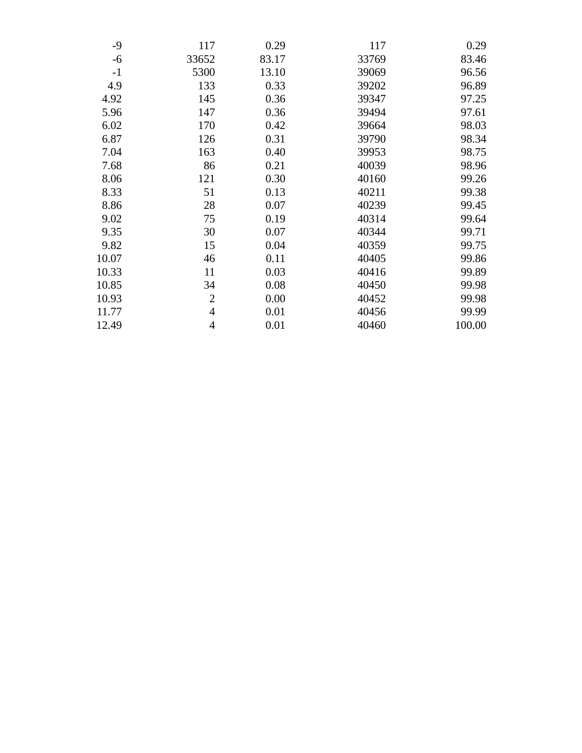| | | | | |
|---|---|---|---|---|
| -9 | 117 | 0.29 | 117 | 0.29 |
| -6 | 33652 | 83.17 | 33769 | 83.46 |
| -1 | 5300 | 13.10 | 39069 | 96.56 |
| 4.9 | 133 | 0.33 | 39202 | 96.89 |
| 4.92 | 145 | 0.36 | 39347 | 97.25 |
| 5.96 | 147 | 0.36 | 39494 | 97.61 |
| 6.02 | 170 | 0.42 | 39664 | 98.03 |
| 6.87 | 126 | 0.31 | 39790 | 98.34 |
| 7.04 | 163 | 0.40 | 39953 | 98.75 |
| 7.68 | 86 | 0.21 | 40039 | 98.96 |
| 8.06 | 121 | 0.30 | 40160 | 99.26 |
| 8.33 | 51 | 0.13 | 40211 | 99.38 |
| 8.86 | 28 | 0.07 | 40239 | 99.45 |
| 9.02 | 75 | 0.19 | 40314 | 99.64 |
| 9.35 | 30 | 0.07 | 40344 | 99.71 |
| 9.82 | 15 | 0.04 | 40359 | 99.75 |
| 10.07 | 46 | 0.11 | 40405 | 99.86 |
| 10.33 | 11 | 0.03 | 40416 | 99.89 |
| 10.85 | 34 | 0.08 | 40450 | 99.98 |
| 10.93 | 2 | 0.00 | 40452 | 99.98 |
| 11.77 | 4 | 0.01 | 40456 | 99.99 |
| 12.49 | 4 | 0.01 | 40460 | 100.00 |